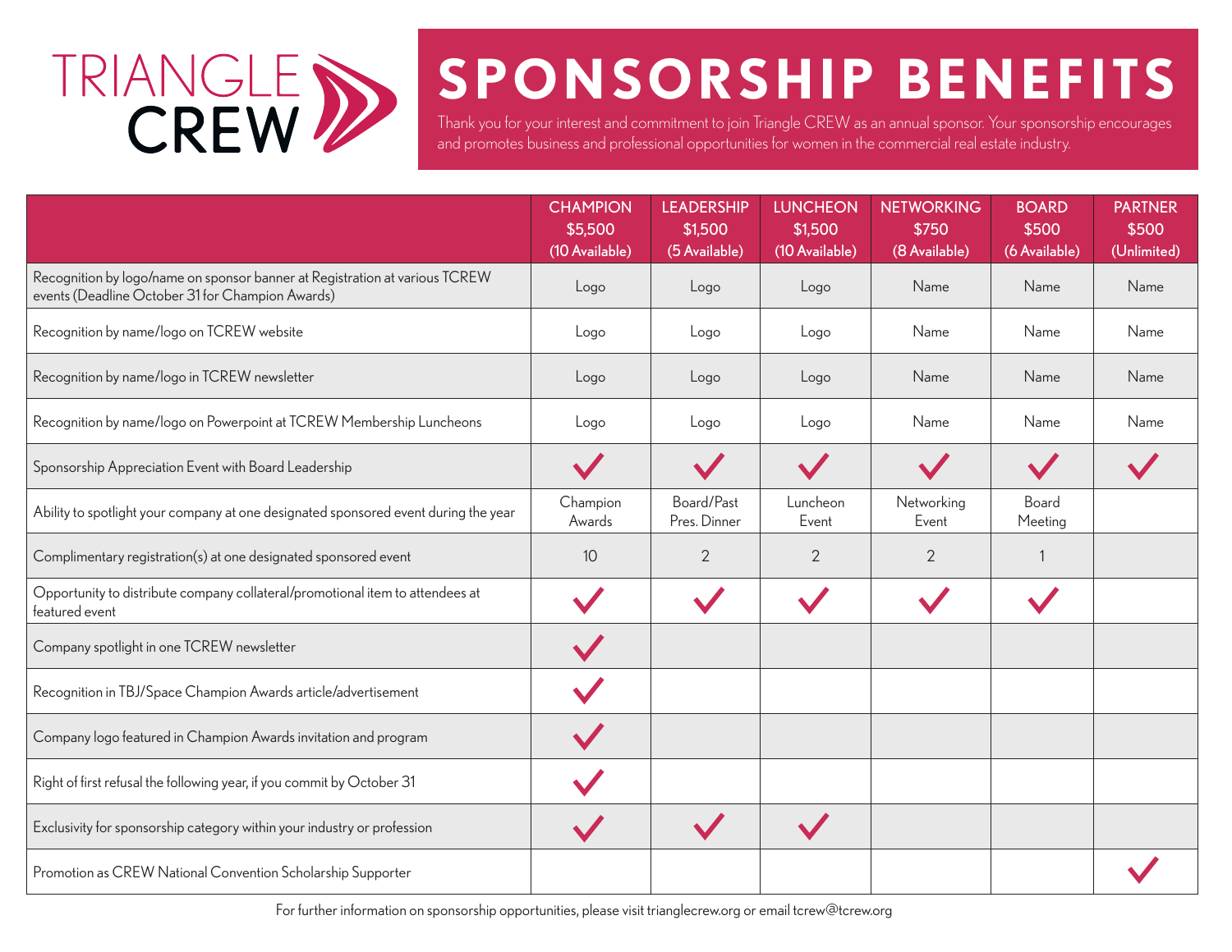# TRIANGLE CREW

# SPONSORSHIP BENEFITS

Thank you for your interest and commitment to join Triangle CREW as an annual sponsor. Your sponsorship encourages and promotes business and professional opportunities for women in the commercial real estate industry.

| | CHAMPION $5,500 (10 Available) | LEADERSHIP $1,500 (5 Available) | LUNCHEON $1,500 (10 Available) | NETWORKING $750 (8 Available) | BOARD $500 (6 Available) | PARTNER $500 (Unlimited) |
|---|---|---|---|---|---|---|
| Recognition by logo/name on sponsor banner at Registration at various TCREW events (Deadline October 31 for Champion Awards) | Logo | Logo | Logo | Name | Name | Name |
| Recognition by name/logo on TCREW website | Logo | Logo | Logo | Name | Name | Name |
| Recognition by name/logo in TCREW newsletter | Logo | Logo | Logo | Name | Name | Name |
| Recognition by name/logo on Powerpoint at TCREW Membership Luncheons | Logo | Logo | Logo | Name | Name | Name |
| Sponsorship Appreciation Event with Board Leadership | ✓ | ✓ | ✓ | ✓ | ✓ | ✓ |
| Ability to spotlight your company at one designated sponsored event during the year | Champion Awards | Board/Past Pres. Dinner | Luncheon Event | Networking Event | Board Meeting | |
| Complimentary registration(s) at one designated sponsored event | 10 | 2 | 2 | 2 | 1 | |
| Opportunity to distribute company collateral/promotional item to attendees at featured event | ✓ | ✓ | ✓ | ✓ | ✓ | |
| Company spotlight in one TCREW newsletter | ✓ | | | | | |
| Recognition in TBJ/Space Champion Awards article/advertisement | ✓ | | | | | |
| Company logo featured in Champion Awards invitation and program | ✓ | | | | | |
| Right of first refusal the following year, if you commit by October 31 | ✓ | | | | | |
| Exclusivity for sponsorship category within your industry or profession | ✓ | ✓ | ✓ | | | |
| Promotion as CREW National Convention Scholarship Supporter | | | | | | ✓ |

For further information on sponsorship opportunities, please visit trianglecrew.org or email tcrew@tcrew.org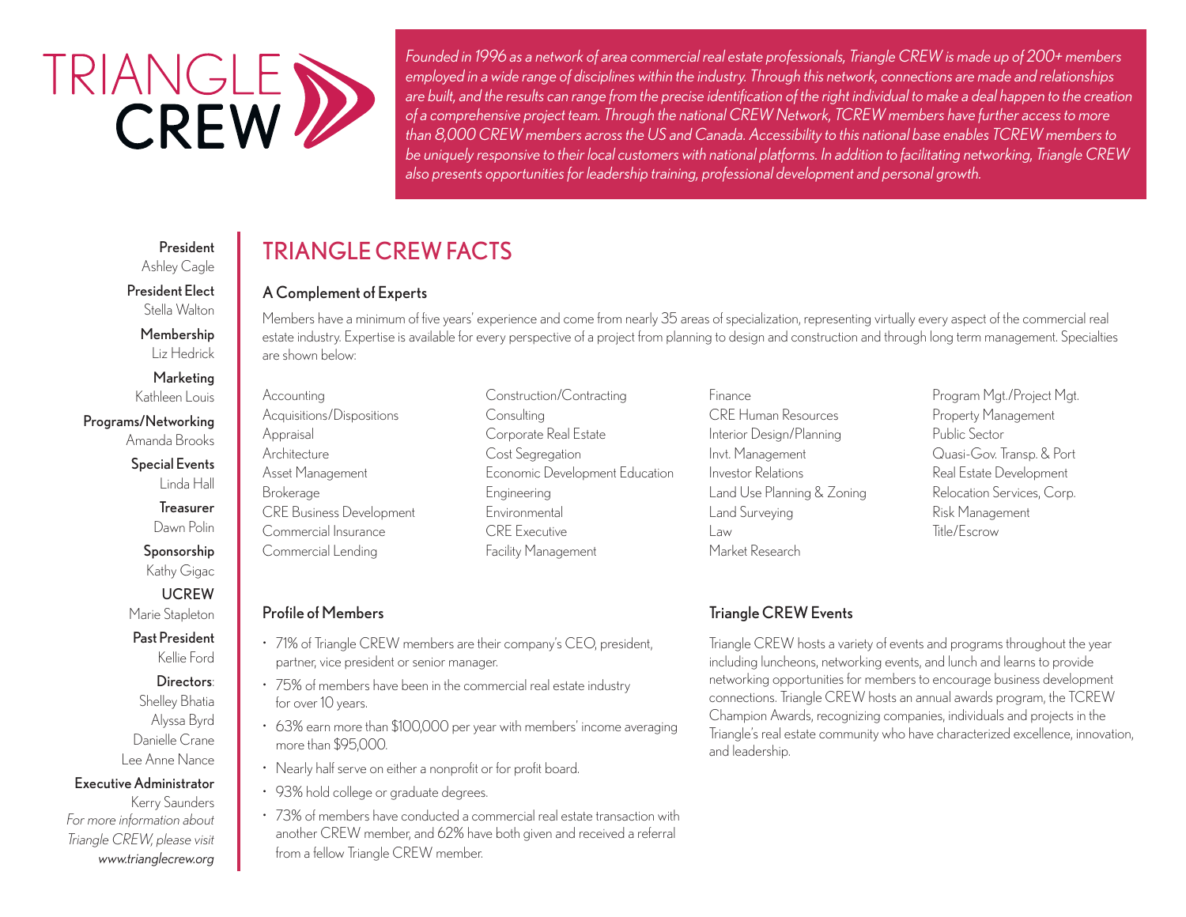# TRIANGLE CREW

*Founded in 1996 as a network of area commercial real estate professionals, Triangle CREW is made up of 200+ members employed in a wide range of disciplines within the industry. Through this network, connections are made and relationships are built, and the results can range from the precise identification of the right individual to make a deal happen to the creation of a comprehensive project team. Through the national CREW Network, TCREW members have further access to more than 8,000 CREW members across the US and Canada. Accessibility to this national base enables TCREW members to be uniquely responsive to their local customers with national platforms. In addition to facilitating networking, Triangle CREW also presents opportunities for leadership training, professional development and personal growth.*

**President**
Ashley Cagle

**President Elect**
Stella Walton

**Membership**
Liz Hedrick

**Marketing**
Kathleen Louis

**Programs/Networking**
Amanda Brooks

**Special Events**
Linda Hall

**Treasurer**
Dawn Polin

**Sponsorship**
Kathy Gigac

**UCREW**
Marie Stapleton

**Past President**
Kellie Ford

**Directors**:
Shelley Bhatia
Alyssa Byrd
Danielle Crane
Lee Anne Nance

**Executive Administrator**
Kerry Saunders

*For more information about Triangle CREW, please visit www.trianglecrew.org*

## TRIANGLE CREW FACTS

### A Complement of Experts

Members have a minimum of five years' experience and come from nearly 35 areas of specialization, representing virtually every aspect of the commercial real estate industry. Expertise is available for every perspective of a project from planning to design and construction and through long term management. Specialties are shown below:

- Accounting
- Acquisitions/Dispositions
- Appraisal
- Architecture
- Asset Management
- Brokerage
- CRE Business Development
- Commercial Insurance
- Commercial Lending
- Construction/Contracting
- Consulting
- Corporate Real Estate
- Cost Segregation
- Economic Development Education
- Engineering
- Environmental
- CRE Executive
- Facility Management
- Finance
- CRE Human Resources
- Interior Design/Planning
- Invt. Management
- Investor Relations
- Land Use Planning & Zoning
- Land Surveying
- Law
- Market Research
- Program Mgt./Project Mgt.
- Property Management
- Public Sector
- Quasi-Gov. Transp. & Port
- Real Estate Development
- Relocation Services, Corp.
- Risk Management
- Title/Escrow

### Profile of Members

- 71% of Triangle CREW members are their company's CEO, president, partner, vice president or senior manager.
- 75% of members have been in the commercial real estate industry for over 10 years.
- 63% earn more than $100,000 per year with members' income averaging more than $95,000.
- Nearly half serve on either a nonprofit or for profit board.
- 93% hold college or graduate degrees.
- 73% of members have conducted a commercial real estate transaction with another CREW member, and 62% have both given and received a referral from a fellow Triangle CREW member.

### Triangle CREW Events

Triangle CREW hosts a variety of events and programs throughout the year including luncheons, networking events, and lunch and learns to provide networking opportunities for members to encourage business development connections. Triangle CREW hosts an annual awards program, the TCREW Champion Awards, recognizing companies, individuals and projects in the Triangle's real estate community who have characterized excellence, innovation, and leadership.